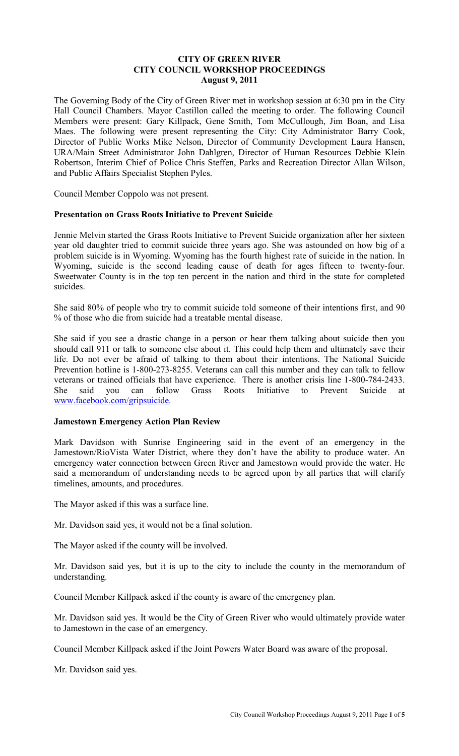# CITY OF GREEN RIVER
## CITY COUNCIL WORKSHOP PROCEEDINGS
### August 9, 2011

The Governing Body of the City of Green River met in workshop session at 6:30 pm in the City Hall Council Chambers. Mayor Castillon called the meeting to order. The following Council Members were present: Gary Killpack, Gene Smith, Tom McCullough, Jim Boan, and Lisa Maes. The following were present representing the City: City Administrator Barry Cook, Director of Public Works Mike Nelson, Director of Community Development Laura Hansen, URA/Main Street Administrator John Dahlgren, Director of Human Resources Debbie Klein Robertson, Interim Chief of Police Chris Steffen, Parks and Recreation Director Allan Wilson, and Public Affairs Specialist Stephen Pyles.

Council Member Coppolo was not present.

**Presentation on Grass Roots Initiative to Prevent Suicide**

Jennie Melvin started the Grass Roots Initiative to Prevent Suicide organization after her sixteen year old daughter tried to commit suicide three years ago. She was astounded on how big of a problem suicide is in Wyoming. Wyoming has the fourth highest rate of suicide in the nation. In Wyoming, suicide is the second leading cause of death for ages fifteen to twenty-four. Sweetwater County is in the top ten percent in the nation and third in the state for completed suicides.

She said 80% of people who try to commit suicide told someone of their intentions first, and 90 % of those who die from suicide had a treatable mental disease.

She said if you see a drastic change in a person or hear them talking about suicide then you should call 911 or talk to someone else about it. This could help them and ultimately save their life. Do not ever be afraid of talking to them about their intentions. The National Suicide Prevention hotline is 1-800-273-8255. Veterans can call this number and they can talk to fellow veterans or trained officials that have experience. There is another crisis line 1-800-784-2433. She said you can follow Grass Roots Initiative to Prevent Suicide at www.facebook.com/gripsuicide.

**Jamestown Emergency Action Plan Review**

Mark Davidson with Sunrise Engineering said in the event of an emergency in the Jamestown/RioVista Water District, where they don't have the ability to produce water. An emergency water connection between Green River and Jamestown would provide the water. He said a memorandum of understanding needs to be agreed upon by all parties that will clarify timelines, amounts, and procedures.

The Mayor asked if this was a surface line.

Mr. Davidson said yes, it would not be a final solution.

The Mayor asked if the county will be involved.

Mr. Davidson said yes, but it is up to the city to include the county in the memorandum of understanding.

Council Member Killpack asked if the county is aware of the emergency plan.

Mr. Davidson said yes. It would be the City of Green River who would ultimately provide water to Jamestown in the case of an emergency.

Council Member Killpack asked if the Joint Powers Water Board was aware of the proposal.

Mr. Davidson said yes.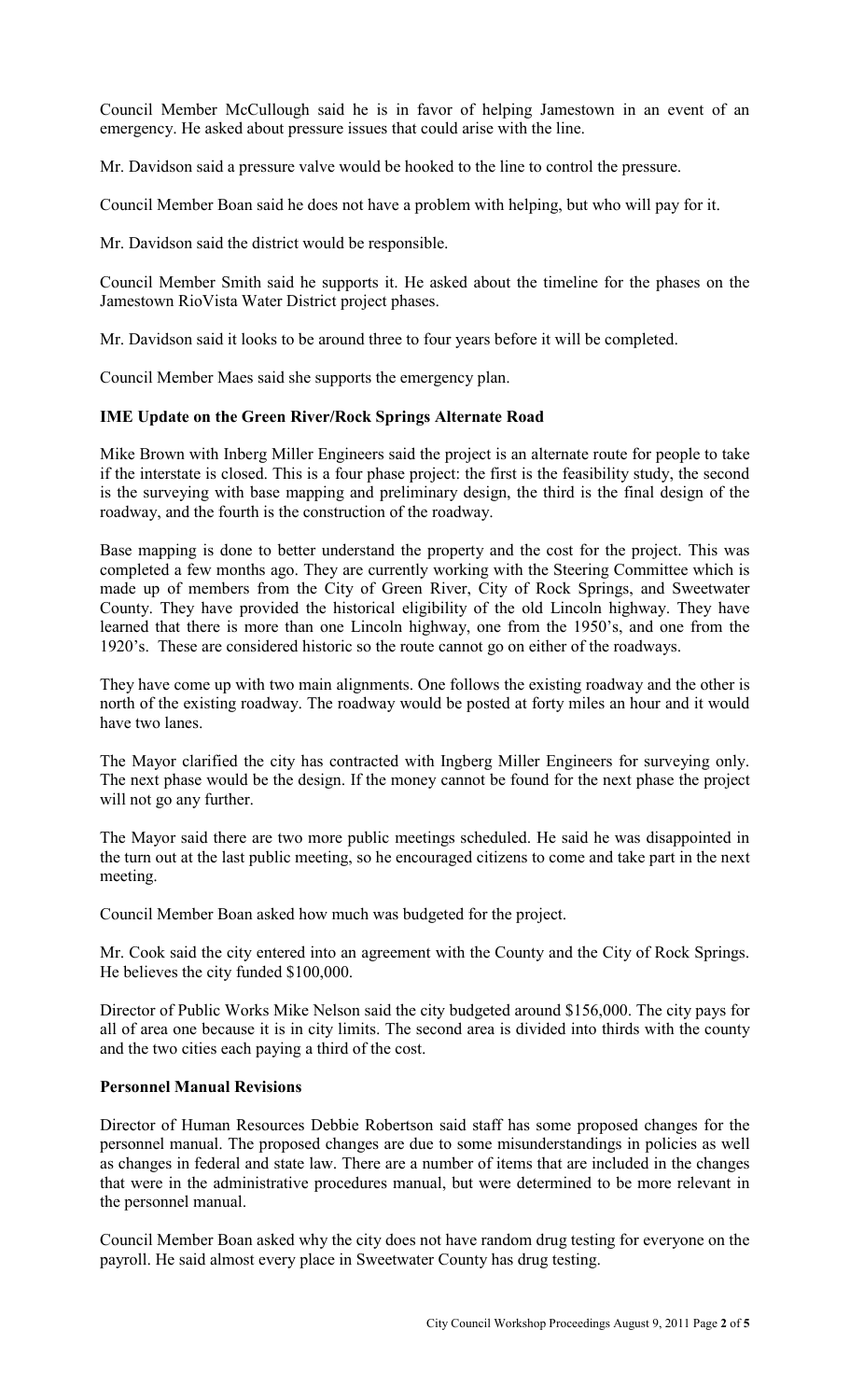Council Member McCullough said he is in favor of helping Jamestown in an event of an emergency. He asked about pressure issues that could arise with the line.

Mr. Davidson said a pressure valve would be hooked to the line to control the pressure.

Council Member Boan said he does not have a problem with helping, but who will pay for it.

Mr. Davidson said the district would be responsible.

Council Member Smith said he supports it. He asked about the timeline for the phases on the Jamestown RioVista Water District project phases.

Mr. Davidson said it looks to be around three to four years before it will be completed.

Council Member Maes said she supports the emergency plan.

**IME Update on the Green River/Rock Springs Alternate Road**

Mike Brown with Inberg Miller Engineers said the project is an alternate route for people to take if the interstate is closed. This is a four phase project: the first is the feasibility study, the second is the surveying with base mapping and preliminary design, the third is the final design of the roadway, and the fourth is the construction of the roadway.

Base mapping is done to better understand the property and the cost for the project. This was completed a few months ago. They are currently working with the Steering Committee which is made up of members from the City of Green River, City of Rock Springs, and Sweetwater County. They have provided the historical eligibility of the old Lincoln highway. They have learned that there is more than one Lincoln highway, one from the 1950's, and one from the 1920's. These are considered historic so the route cannot go on either of the roadways.

They have come up with two main alignments. One follows the existing roadway and the other is north of the existing roadway. The roadway would be posted at forty miles an hour and it would have two lanes.

The Mayor clarified the city has contracted with Ingberg Miller Engineers for surveying only. The next phase would be the design. If the money cannot be found for the next phase the project will not go any further.

The Mayor said there are two more public meetings scheduled. He said he was disappointed in the turn out at the last public meeting, so he encouraged citizens to come and take part in the next meeting.

Council Member Boan asked how much was budgeted for the project.

Mr. Cook said the city entered into an agreement with the County and the City of Rock Springs. He believes the city funded $100,000.

Director of Public Works Mike Nelson said the city budgeted around $156,000. The city pays for all of area one because it is in city limits. The second area is divided into thirds with the county and the two cities each paying a third of the cost.

**Personnel Manual Revisions**

Director of Human Resources Debbie Robertson said staff has some proposed changes for the personnel manual. The proposed changes are due to some misunderstandings in policies as well as changes in federal and state law. There are a number of items that are included in the changes that were in the administrative procedures manual, but were determined to be more relevant in the personnel manual.

Council Member Boan asked why the city does not have random drug testing for everyone on the payroll. He said almost every place in Sweetwater County has drug testing.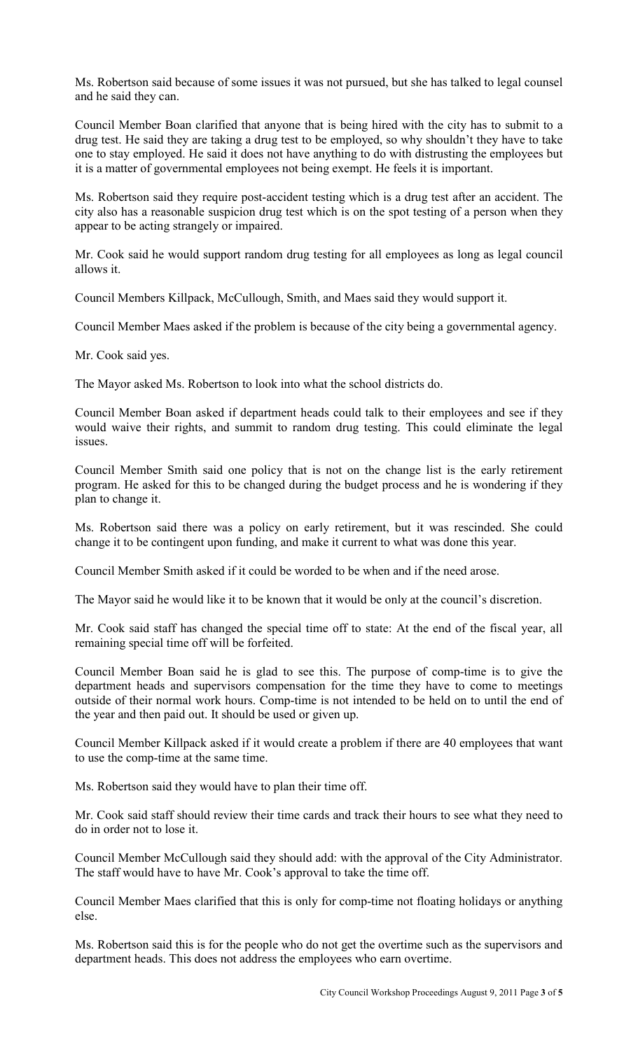Ms. Robertson said because of some issues it was not pursued, but she has talked to legal counsel and he said they can.

Council Member Boan clarified that anyone that is being hired with the city has to submit to a drug test. He said they are taking a drug test to be employed, so why shouldn't they have to take one to stay employed. He said it does not have anything to do with distrusting the employees but it is a matter of governmental employees not being exempt. He feels it is important.

Ms. Robertson said they require post-accident testing which is a drug test after an accident. The city also has a reasonable suspicion drug test which is on the spot testing of a person when they appear to be acting strangely or impaired.

Mr. Cook said he would support random drug testing for all employees as long as legal council allows it.

Council Members Killpack, McCullough, Smith, and Maes said they would support it.

Council Member Maes asked if the problem is because of the city being a governmental agency.

Mr. Cook said yes.

The Mayor asked Ms. Robertson to look into what the school districts do.

Council Member Boan asked if department heads could talk to their employees and see if they would waive their rights, and summit to random drug testing. This could eliminate the legal issues.

Council Member Smith said one policy that is not on the change list is the early retirement program. He asked for this to be changed during the budget process and he is wondering if they plan to change it.

Ms. Robertson said there was a policy on early retirement, but it was rescinded. She could change it to be contingent upon funding, and make it current to what was done this year.

Council Member Smith asked if it could be worded to be when and if the need arose.

The Mayor said he would like it to be known that it would be only at the council's discretion.

Mr. Cook said staff has changed the special time off to state: At the end of the fiscal year, all remaining special time off will be forfeited.

Council Member Boan said he is glad to see this. The purpose of comp-time is to give the department heads and supervisors compensation for the time they have to come to meetings outside of their normal work hours. Comp-time is not intended to be held on to until the end of the year and then paid out. It should be used or given up.

Council Member Killpack asked if it would create a problem if there are 40 employees that want to use the comp-time at the same time.

Ms. Robertson said they would have to plan their time off.

Mr. Cook said staff should review their time cards and track their hours to see what they need to do in order not to lose it.

Council Member McCullough said they should add: with the approval of the City Administrator. The staff would have to have Mr. Cook's approval to take the time off.

Council Member Maes clarified that this is only for comp-time not floating holidays or anything else.

Ms. Robertson said this is for the people who do not get the overtime such as the supervisors and department heads. This does not address the employees who earn overtime.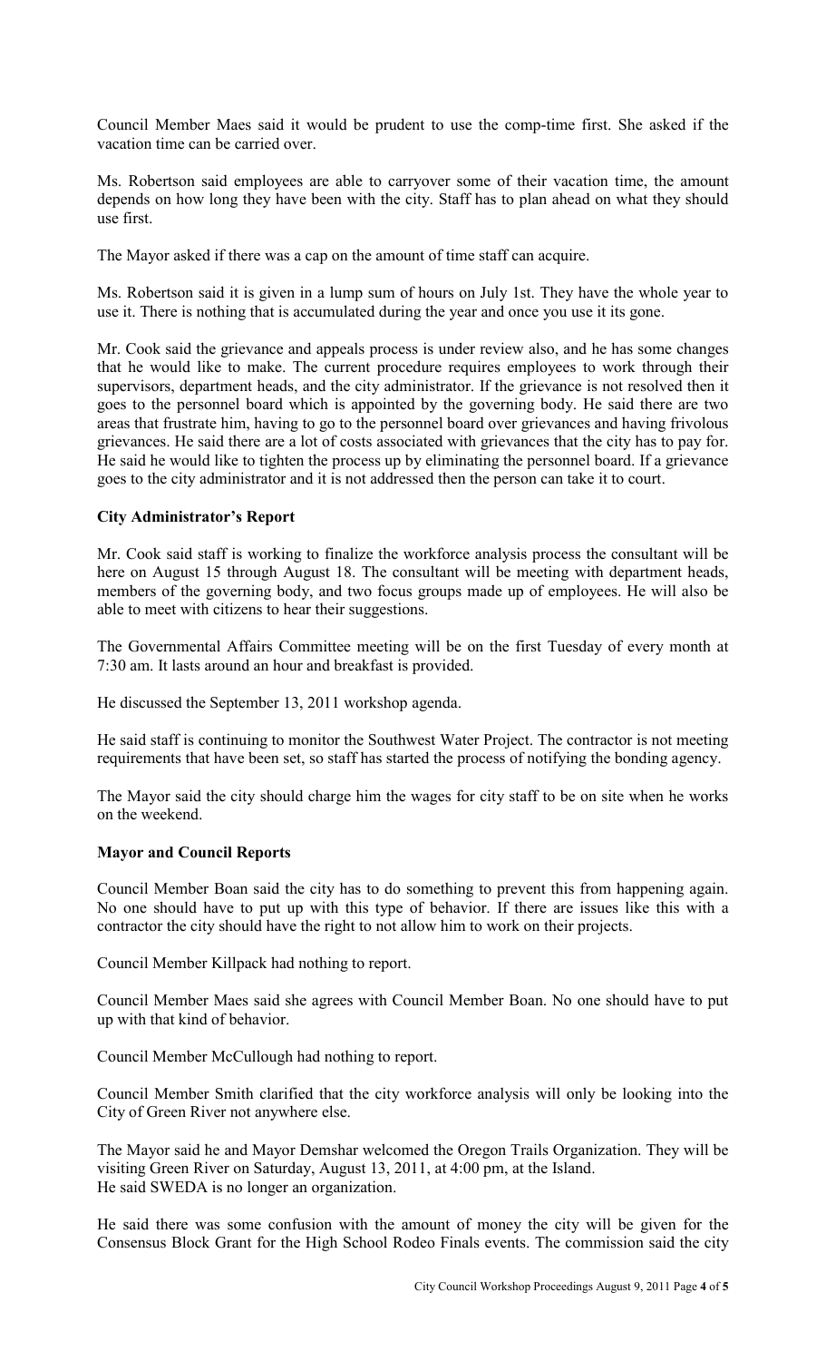Council Member Maes said it would be prudent to use the comp-time first. She asked if the vacation time can be carried over.

Ms. Robertson said employees are able to carryover some of their vacation time, the amount depends on how long they have been with the city. Staff has to plan ahead on what they should use first.

The Mayor asked if there was a cap on the amount of time staff can acquire.

Ms. Robertson said it is given in a lump sum of hours on July 1st. They have the whole year to use it. There is nothing that is accumulated during the year and once you use it its gone.

Mr. Cook said the grievance and appeals process is under review also, and he has some changes that he would like to make. The current procedure requires employees to work through their supervisors, department heads, and the city administrator. If the grievance is not resolved then it goes to the personnel board which is appointed by the governing body. He said there are two areas that frustrate him, having to go to the personnel board over grievances and having frivolous grievances. He said there are a lot of costs associated with grievances that the city has to pay for. He said he would like to tighten the process up by eliminating the personnel board. If a grievance goes to the city administrator and it is not addressed then the person can take it to court.

**City Administrator's Report**

Mr. Cook said staff is working to finalize the workforce analysis process the consultant will be here on August 15 through August 18. The consultant will be meeting with department heads, members of the governing body, and two focus groups made up of employees. He will also be able to meet with citizens to hear their suggestions.

The Governmental Affairs Committee meeting will be on the first Tuesday of every month at 7:30 am. It lasts around an hour and breakfast is provided.

He discussed the September 13, 2011 workshop agenda.

He said staff is continuing to monitor the Southwest Water Project. The contractor is not meeting requirements that have been set, so staff has started the process of notifying the bonding agency.

The Mayor said the city should charge him the wages for city staff to be on site when he works on the weekend.

**Mayor and Council Reports**

Council Member Boan said the city has to do something to prevent this from happening again. No one should have to put up with this type of behavior. If there are issues like this with a contractor the city should have the right to not allow him to work on their projects.

Council Member Killpack had nothing to report.

Council Member Maes said she agrees with Council Member Boan. No one should have to put up with that kind of behavior.

Council Member McCullough had nothing to report.

Council Member Smith clarified that the city workforce analysis will only be looking into the City of Green River not anywhere else.

The Mayor said he and Mayor Demshar welcomed the Oregon Trails Organization. They will be visiting Green River on Saturday, August 13, 2011, at 4:00 pm, at the Island.
He said SWEDA is no longer an organization.

He said there was some confusion with the amount of money the city will be given for the Consensus Block Grant for the High School Rodeo Finals events. The commission said the city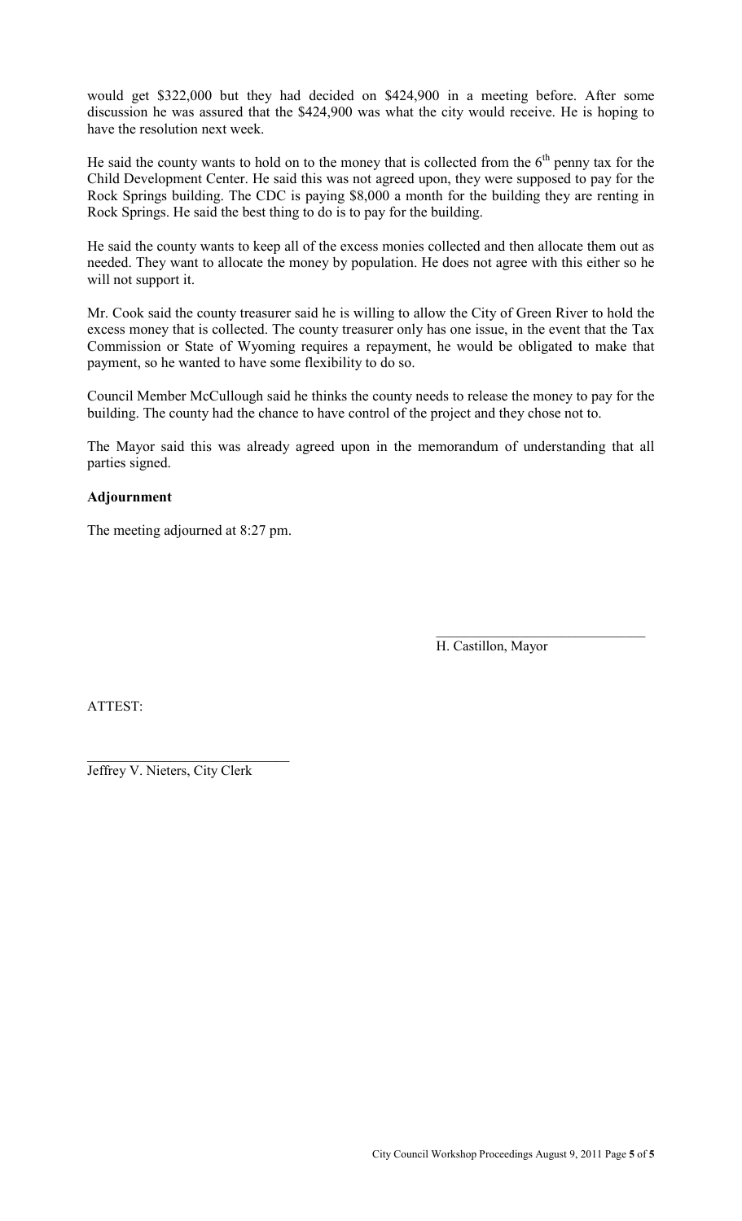would get $322,000 but they had decided on $424,900 in a meeting before. After some discussion he was assured that the $424,900 was what the city would receive. He is hoping to have the resolution next week.

He said the county wants to hold on to the money that is collected from the 6th penny tax for the Child Development Center. He said this was not agreed upon, they were supposed to pay for the Rock Springs building. The CDC is paying $8,000 a month for the building they are renting in Rock Springs. He said the best thing to do is to pay for the building.

He said the county wants to keep all of the excess monies collected and then allocate them out as needed. They want to allocate the money by population. He does not agree with this either so he will not support it.

Mr. Cook said the county treasurer said he is willing to allow the City of Green River to hold the excess money that is collected. The county treasurer only has one issue, in the event that the Tax Commission or State of Wyoming requires a repayment, he would be obligated to make that payment, so he wanted to have some flexibility to do so.

Council Member McCullough said he thinks the county needs to release the money to pay for the building. The county had the chance to have control of the project and they chose not to.

The Mayor said this was already agreed upon in the memorandum of understanding that all parties signed.

**Adjournment**

The meeting adjourned at 8:27 pm.

_______________________________
H. Castillon, Mayor

ATTEST:

_______________________________
Jeffrey V. Nieters, City Clerk